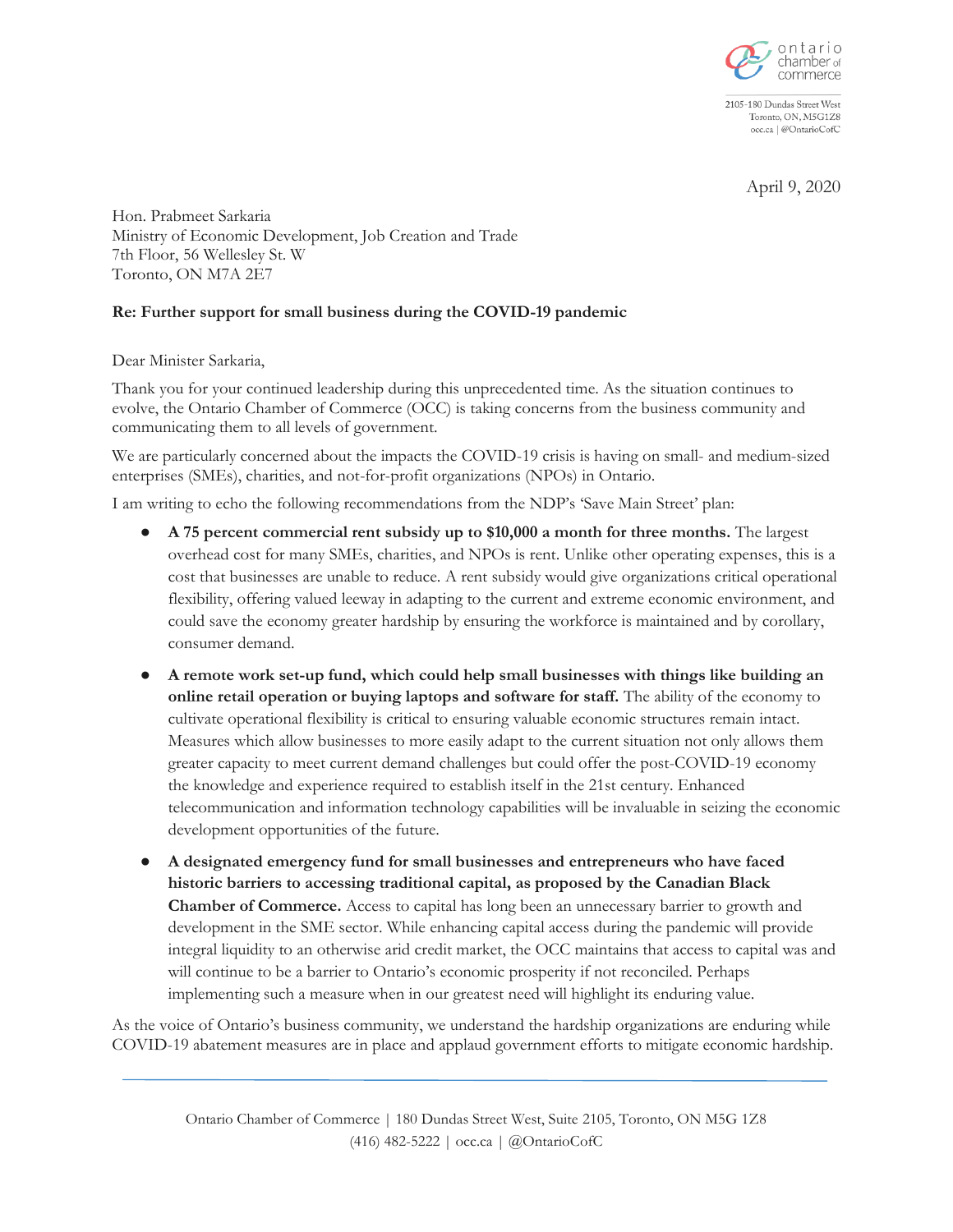ontario chamber of commerce

2105-180 Dundas Street West
Toronto, ON, M5G1Z8
occ.ca | @OntarioCofC

April 9, 2020

Hon. Prabmeet Sarkaria
Ministry of Economic Development, Job Creation and Trade
7th Floor, 56 Wellesley St. W
Toronto, ON M7A 2E7

**Re: Further support for small business during the COVID-19 pandemic**

Dear Minister Sarkaria,

Thank you for your continued leadership during this unprecedented time. As the situation continues to evolve, the Ontario Chamber of Commerce (OCC) is taking concerns from the business community and communicating them to all levels of government.

We are particularly concerned about the impacts the COVID-19 crisis is having on small- and medium-sized enterprises (SMEs), charities, and not-for-profit organizations (NPOs) in Ontario.

I am writing to echo the following recommendations from the NDP's 'Save Main Street' plan:

- **A 75 percent commercial rent subsidy up to $10,000 a month for three months.** The largest overhead cost for many SMEs, charities, and NPOs is rent. Unlike other operating expenses, this is a cost that businesses are unable to reduce. A rent subsidy would give organizations critical operational flexibility, offering valued leeway in adapting to the current and extreme economic environment, and could save the economy greater hardship by ensuring the workforce is maintained and by corollary, consumer demand.
- **A remote work set-up fund, which could help small businesses with things like building an online retail operation or buying laptops and software for staff.** The ability of the economy to cultivate operational flexibility is critical to ensuring valuable economic structures remain intact. Measures which allow businesses to more easily adapt to the current situation not only allows them greater capacity to meet current demand challenges but could offer the post-COVID-19 economy the knowledge and experience required to establish itself in the 21st century. Enhanced telecommunication and information technology capabilities will be invaluable in seizing the economic development opportunities of the future.
- **A designated emergency fund for small businesses and entrepreneurs who have faced historic barriers to accessing traditional capital, as proposed by the Canadian Black Chamber of Commerce.** Access to capital has long been an unnecessary barrier to growth and development in the SME sector. While enhancing capital access during the pandemic will provide integral liquidity to an otherwise arid credit market, the OCC maintains that access to capital was and will continue to be a barrier to Ontario's economic prosperity if not reconciled. Perhaps implementing such a measure when in our greatest need will highlight its enduring value.

As the voice of Ontario's business community, we understand the hardship organizations are enduring while COVID-19 abatement measures are in place and applaud government efforts to mitigate economic hardship.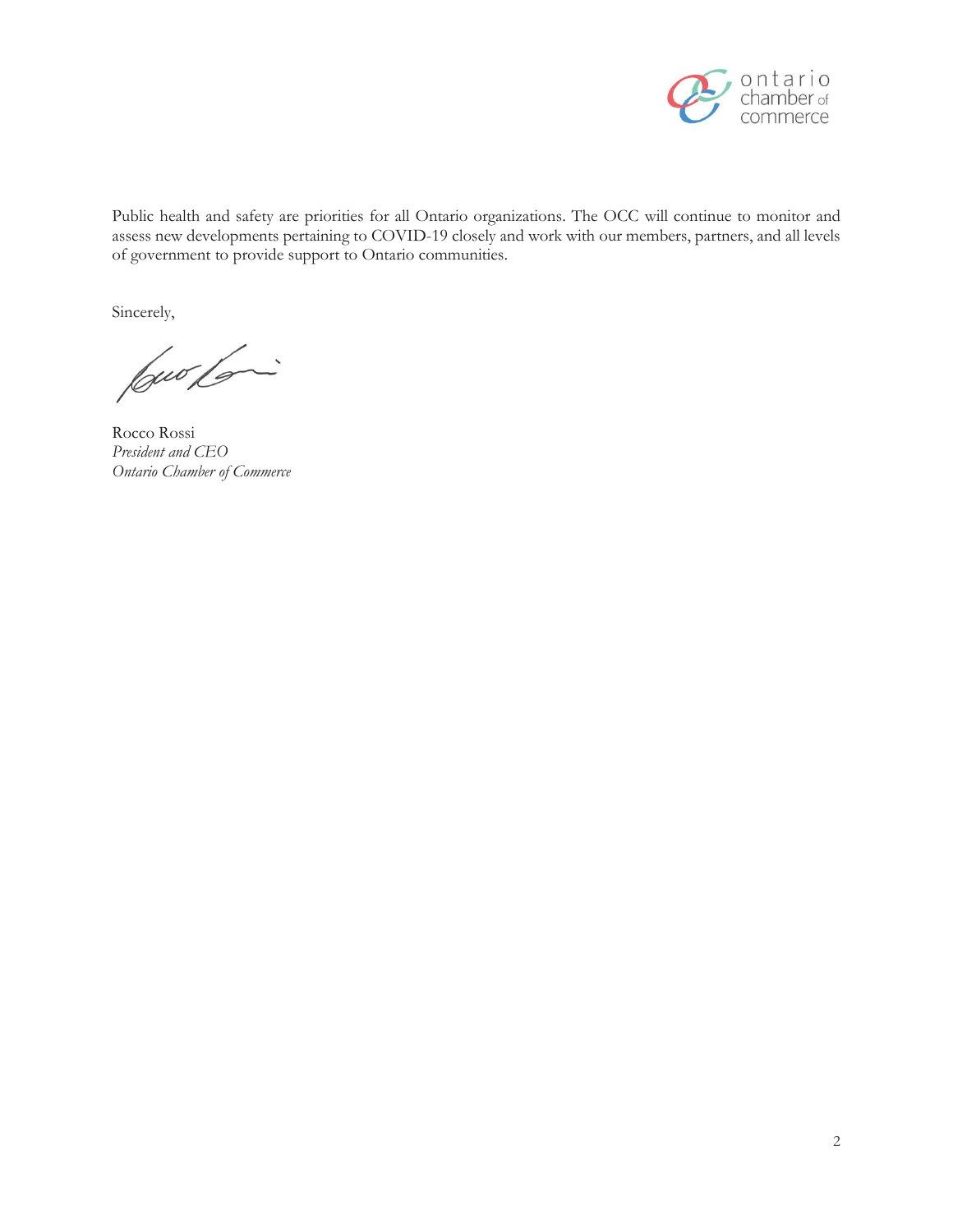Public health and safety are priorities for all Ontario organizations. The OCC will continue to monitor and assess new developments pertaining to COVID-19 closely and work with our members, partners, and all levels of government to provide support to Ontario communities.

Sincerely,

Rocco Rossi
*President and CEO*
*Ontario Chamber of Commerce*